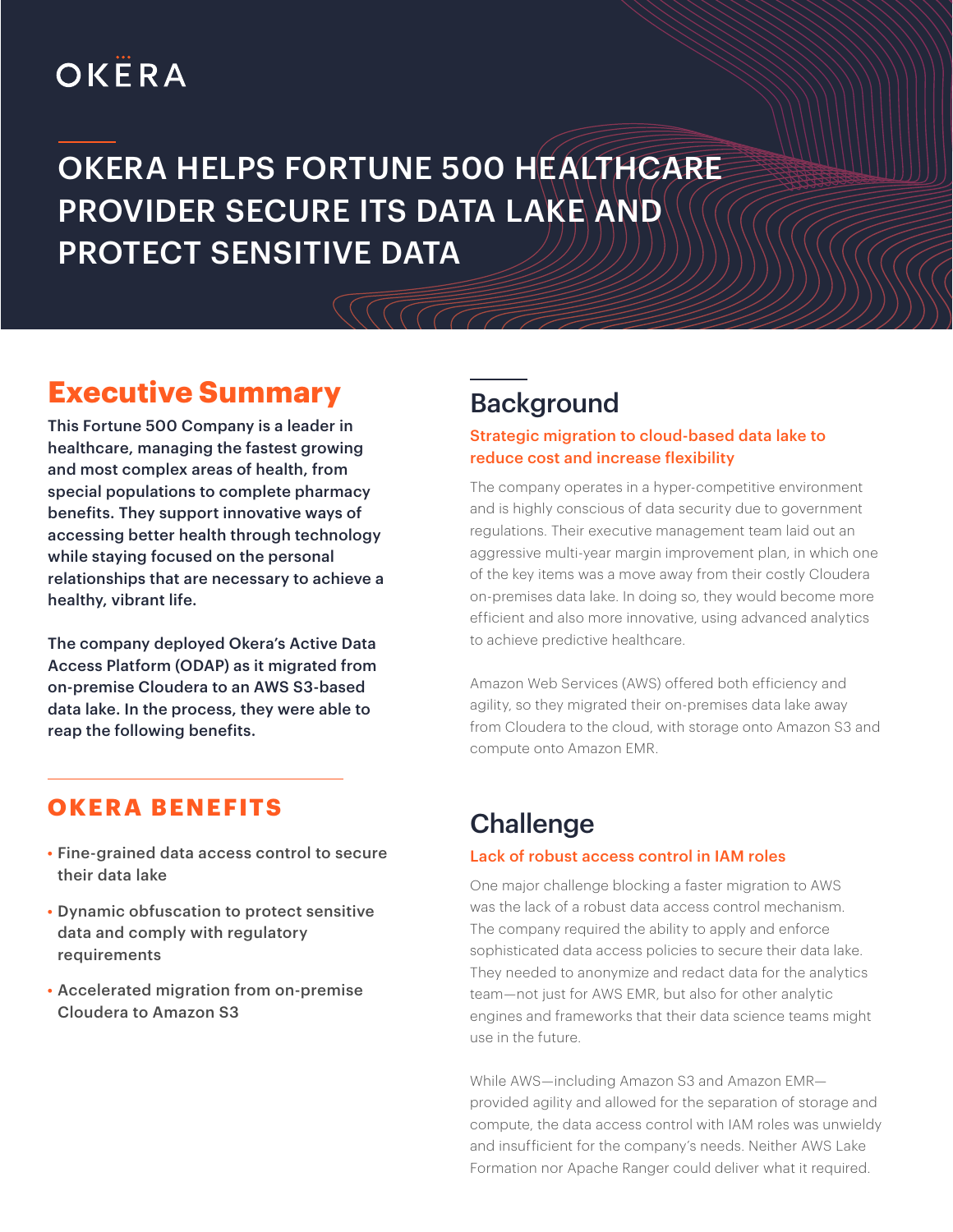OKERA

# OKERA HELPS FORTUNE 500 HEALTHCARE PROVIDER SECURE ITS DATA LAKE AND PROTECT SENSITIVE DATA

## Executive Summary

**This Fortune 500 Company is a leader in healthcare, managing the fastest growing and most complex areas of health, from special populations to complete pharmacy benefits. They support innovative ways of accessing better health through technology while staying focused on the personal relationships that are necessary to achieve a healthy, vibrant life.**

**The company deployed Okera's Active Data Access Platform (ODAP) as it migrated from on-premise Cloudera to an AWS S3-based data lake. In the process, they were able to reap the following benefits.**

### OKERA BENEFITS

- Fine-grained data access control to secure their data lake
- Dynamic obfuscation to protect sensitive data and comply with regulatory requirements
- Accelerated migration from on-premise Cloudera to Amazon S3

## Background

### Strategic migration to cloud-based data lake to reduce cost and increase flexibility

The company operates in a hyper-competitive environment and is highly conscious of data security due to government regulations. Their executive management team laid out an aggressive multi-year margin improvement plan, in which one of the key items was a move away from their costly Cloudera on-premises data lake. In doing so, they would become more efficient and also more innovative, using advanced analytics to achieve predictive healthcare.

Amazon Web Services (AWS) offered both efficiency and agility, so they migrated their on-premises data lake away from Cloudera to the cloud, with storage onto Amazon S3 and compute onto Amazon EMR.

## Challenge

### Lack of robust access control in IAM roles

One major challenge blocking a faster migration to AWS was the lack of a robust data access control mechanism. The company required the ability to apply and enforce sophisticated data access policies to secure their data lake. They needed to anonymize and redact data for the analytics team—not just for AWS EMR, but also for other analytic engines and frameworks that their data science teams might use in the future.

While AWS—including Amazon S3 and Amazon EMR—provided agility and allowed for the separation of storage and compute, the data access control with IAM roles was unwieldy and insufficient for the company's needs. Neither AWS Lake Formation nor Apache Ranger could deliver what it required.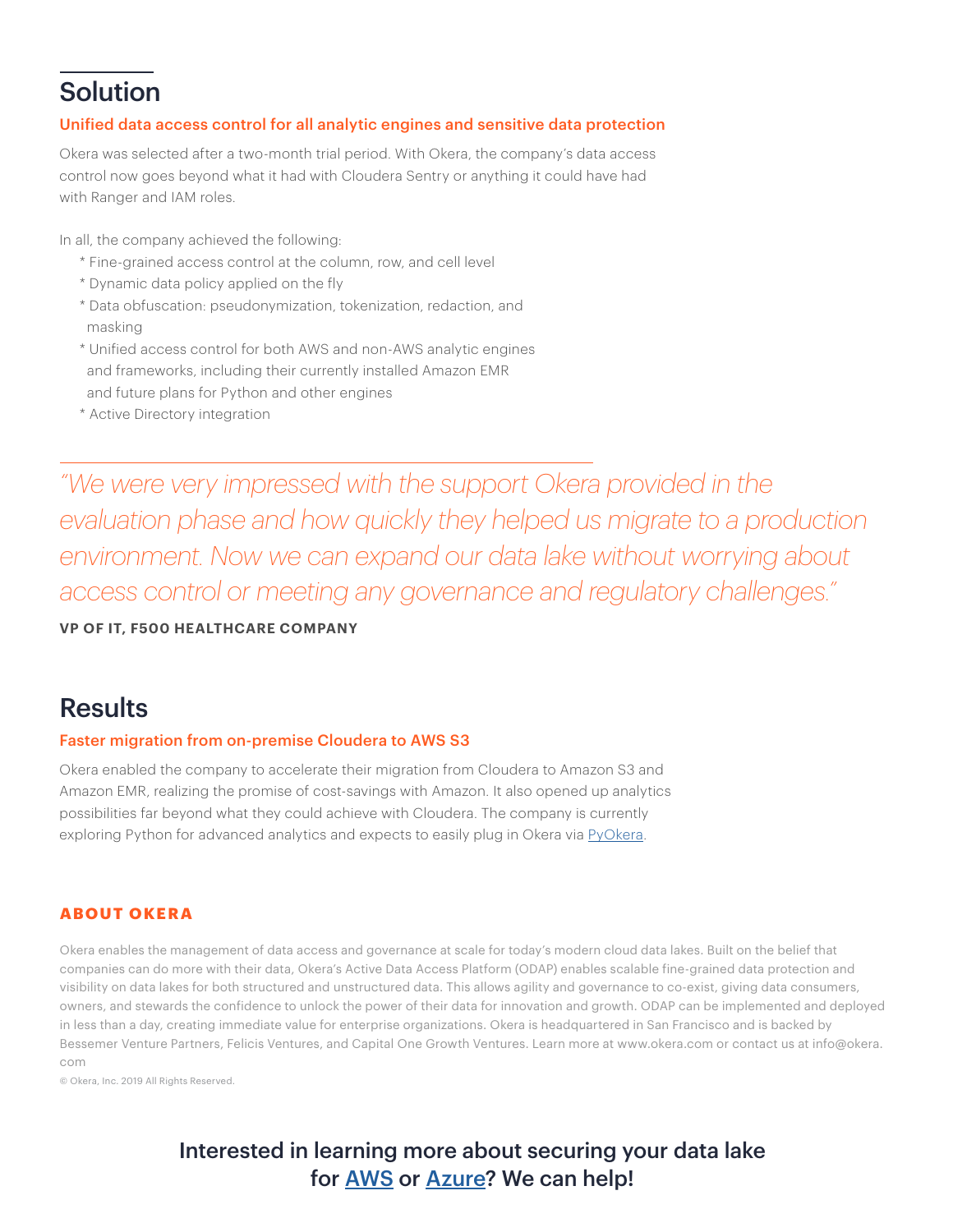## Solution

**Unified data access control for all analytic engines and sensitive data protection**

Okera was selected after a two-month trial period. With Okera, the company's data access control now goes beyond what it had with Cloudera Sentry or anything it could have had with Ranger and IAM roles.

In all, the company achieved the following:

* Fine-grained access control at the column, row, and cell level
* Dynamic data policy applied on the fly
* Data obfuscation: pseudonymization, tokenization, redaction, and masking
* Unified access control for both AWS and non-AWS analytic engines and frameworks, including their currently installed Amazon EMR and future plans for Python and other engines
* Active Directory integration

---

*"We were very impressed with the support Okera provided in the evaluation phase and how quickly they helped us migrate to a production environment. Now we can expand our data lake without worrying about access control or meeting any governance and regulatory challenges."*

**VP OF IT, F500 HEALTHCARE COMPANY**

## Results

**Faster migration from on-premise Cloudera to AWS S3**

Okera enabled the company to accelerate their migration from Cloudera to Amazon S3 and Amazon EMR, realizing the promise of cost-savings with Amazon. It also opened up analytics possibilities far beyond what they could achieve with Cloudera. The company is currently exploring Python for advanced analytics and expects to easily plug in Okera via PyOkera.

**ABOUT OKERA**

Okera enables the management of data access and governance at scale for today's modern cloud data lakes. Built on the belief that companies can do more with their data, Okera's Active Data Access Platform (ODAP) enables scalable fine-grained data protection and visibility on data lakes for both structured and unstructured data. This allows agility and governance to co-exist, giving data consumers, owners, and stewards the confidence to unlock the power of their data for innovation and growth. ODAP can be implemented and deployed in less than a day, creating immediate value for enterprise organizations. Okera is headquartered in San Francisco and is backed by Bessemer Venture Partners, Felicis Ventures, and Capital One Growth Ventures. Learn more at www.okera.com or contact us at info@okera.com

© Okera, Inc. 2019 All Rights Reserved.

**Interested in learning more about securing your data lake for AWS or Azure? We can help!**